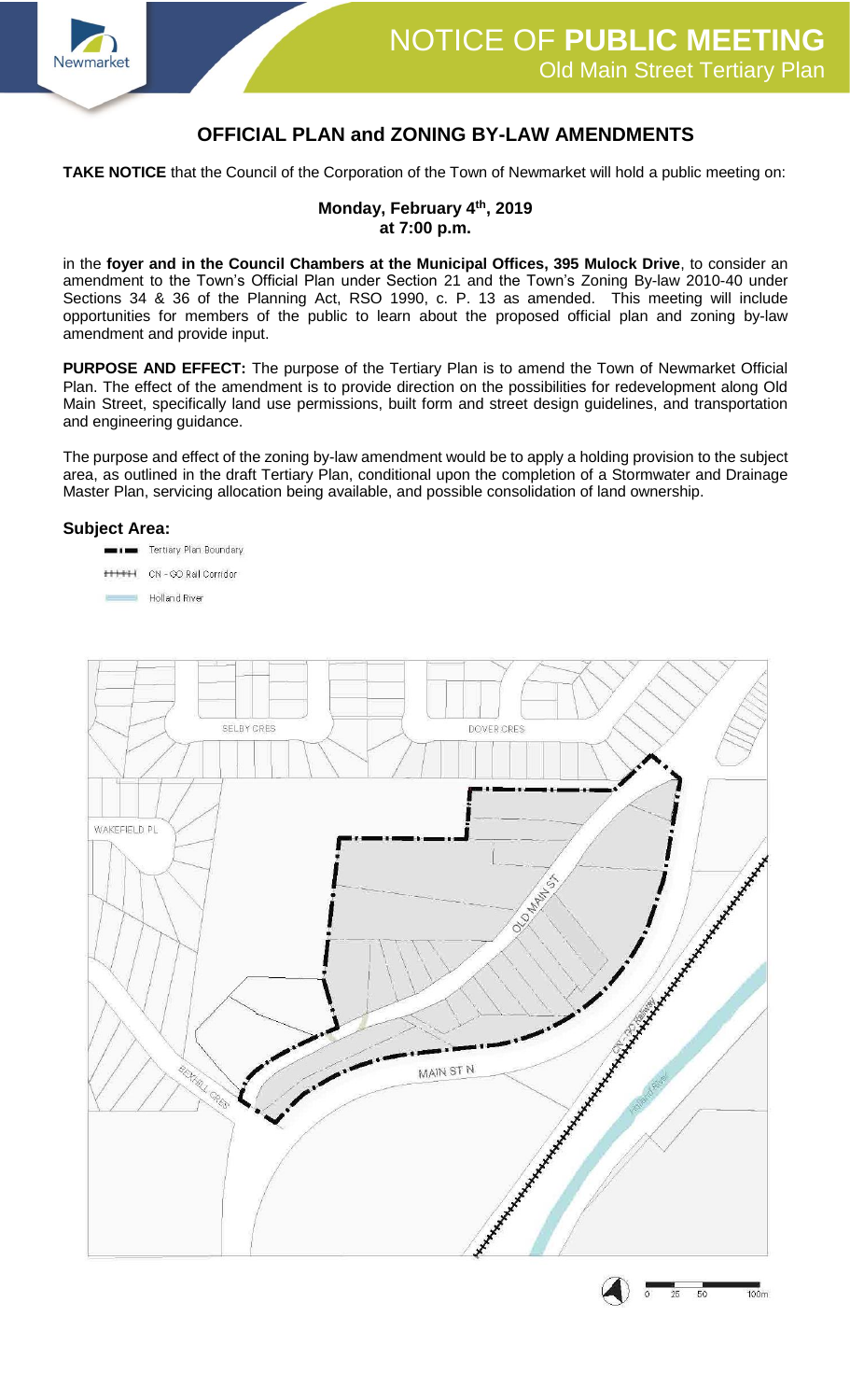# NOTICE OF PUBLIC MEETING

## Old Main Street Tertiary Plan

## OFFICIAL PLAN and ZONING BY-LAW AMENDMENTS

**TAKE NOTICE** that the Council of the Corporation of the Town of Newmarket will hold a public meeting on:

**Monday, February 4th, 2019**
**at 7:00 p.m.**

in the **foyer and in the Council Chambers at the Municipal Offices, 395 Mulock Drive**, to consider an amendment to the Town's Official Plan under Section 21 and the Town's Zoning By-law 2010-40 under Sections 34 & 36 of the Planning Act, RSO 1990, c. P. 13 as amended. This meeting will include opportunities for members of the public to learn about the proposed official plan and zoning by-law amendment and provide input.

**PURPOSE AND EFFECT:** The purpose of the Tertiary Plan is to amend the Town of Newmarket Official Plan. The effect of the amendment is to provide direction on the possibilities for redevelopment along Old Main Street, specifically land use permissions, built form and street design guidelines, and transportation and engineering guidance.

The purpose and effect of the zoning by-law amendment would be to apply a holding provision to the subject area, as outlined in the draft Tertiary Plan, conditional upon the completion of a Stormwater and Drainage Master Plan, servicing allocation being available, and possible consolidation of land ownership.

### Subject Area:

- Tertiary Plan Boundary
- CN - GO Rail Corridor
- Holland River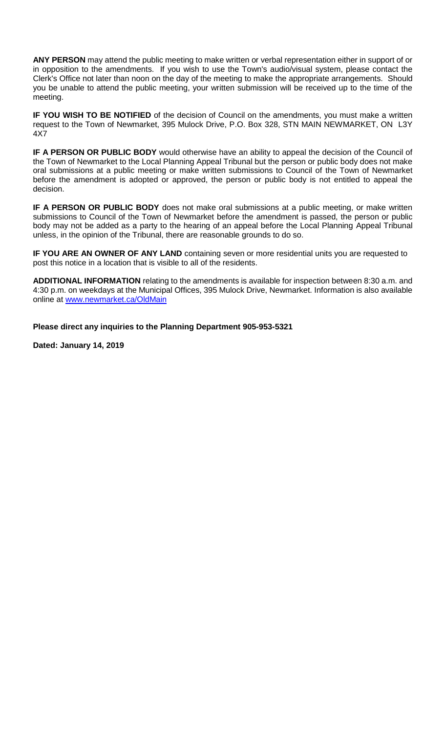**ANY PERSON** may attend the public meeting to make written or verbal representation either in support of or in opposition to the amendments. If you wish to use the Town's audio/visual system, please contact the Clerk's Office not later than noon on the day of the meeting to make the appropriate arrangements. Should you be unable to attend the public meeting, your written submission will be received up to the time of the meeting.

**IF YOU WISH TO BE NOTIFIED** of the decision of Council on the amendments, you must make a written request to the Town of Newmarket, 395 Mulock Drive, P.O. Box 328, STN MAIN NEWMARKET, ON L3Y 4X7

**IF A PERSON OR PUBLIC BODY** would otherwise have an ability to appeal the decision of the Council of the Town of Newmarket to the Local Planning Appeal Tribunal but the person or public body does not make oral submissions at a public meeting or make written submissions to Council of the Town of Newmarket before the amendment is adopted or approved, the person or public body is not entitled to appeal the decision.

**IF A PERSON OR PUBLIC BODY** does not make oral submissions at a public meeting, or make written submissions to Council of the Town of Newmarket before the amendment is passed, the person or public body may not be added as a party to the hearing of an appeal before the Local Planning Appeal Tribunal unless, in the opinion of the Tribunal, there are reasonable grounds to do so.

**IF YOU ARE AN OWNER OF ANY LAND** containing seven or more residential units you are requested to post this notice in a location that is visible to all of the residents.

**ADDITIONAL INFORMATION** relating to the amendments is available for inspection between 8:30 a.m. and 4:30 p.m. on weekdays at the Municipal Offices, 395 Mulock Drive, Newmarket. Information is also available online at [www.newmarket.ca/OldMain](www.newmarket.ca/OldMain)

**Please direct any inquiries to the Planning Department 905-953-5321**

**Dated: January 14, 2019**